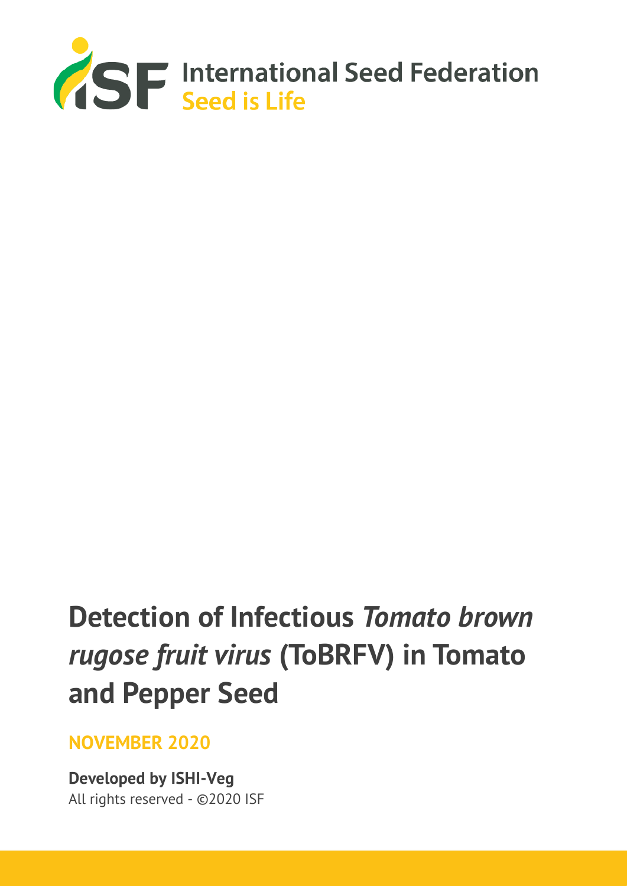International Seed Federation
Seed is Life

# Detection of Infectious *Tomato brown rugose fruit virus* (ToBRFV) in Tomato and Pepper Seed

**NOVEMBER 2020**

**Developed by ISHI-Veg**
All rights reserved - ©2020 ISF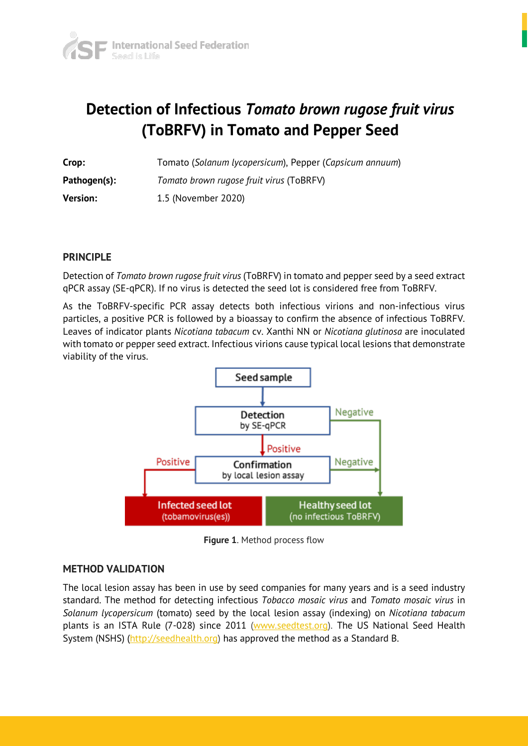# Detection of Infectious *Tomato brown rugose fruit virus* (ToBRFV) in Tomato and Pepper Seed

| | |
|---|---|
| **Crop:** | Tomato (*Solanum lycopersicum*), Pepper (*Capsicum annuum*) |
| **Pathogen(s):** | *Tomato brown rugose fruit virus* (ToBRFV) |
| **Version:** | 1.5 (November 2020) |

## PRINCIPLE

Detection of *Tomato brown rugose fruit virus* (ToBRFV) in tomato and pepper seed by a seed extract qPCR assay (SE-qPCR). If no virus is detected the seed lot is considered free from ToBRFV.

As the ToBRFV-specific PCR assay detects both infectious virions and non-infectious virus particles, a positive PCR is followed by a bioassay to confirm the absence of infectious ToBRFV. Leaves of indicator plants *Nicotiana tabacum* cv. Xanthi NN or *Nicotiana glutinosa* are inoculated with tomato or pepper seed extract. Infectious virions cause typical local lesions that demonstrate viability of the virus.

Seed sample → Detection by SE-qPCR → Negative → Healthy seed lot (no infectious ToBRFV)

Detection by SE-qPCR → Positive → Confirmation by local lesion assay

Confirmation by local lesion assay → Positive → Infected seed lot (tobamovirus(es))

Confirmation by local lesion assay → Negative → Healthy seed lot (no infectious ToBRFV)

**Figure 1**. Method process flow

## METHOD VALIDATION

The local lesion assay has been in use by seed companies for many years and is a seed industry standard. The method for detecting infectious *Tobacco mosaic virus* and *Tomato mosaic virus* in *Solanum lycopersicum* (tomato) seed by the local lesion assay (indexing) on *Nicotiana tabacum* plants is an ISTA Rule (7-028) since 2011 (www.seedtest.org). The US National Seed Health System (NSHS) (http://seedhealth.org) has approved the method as a Standard B.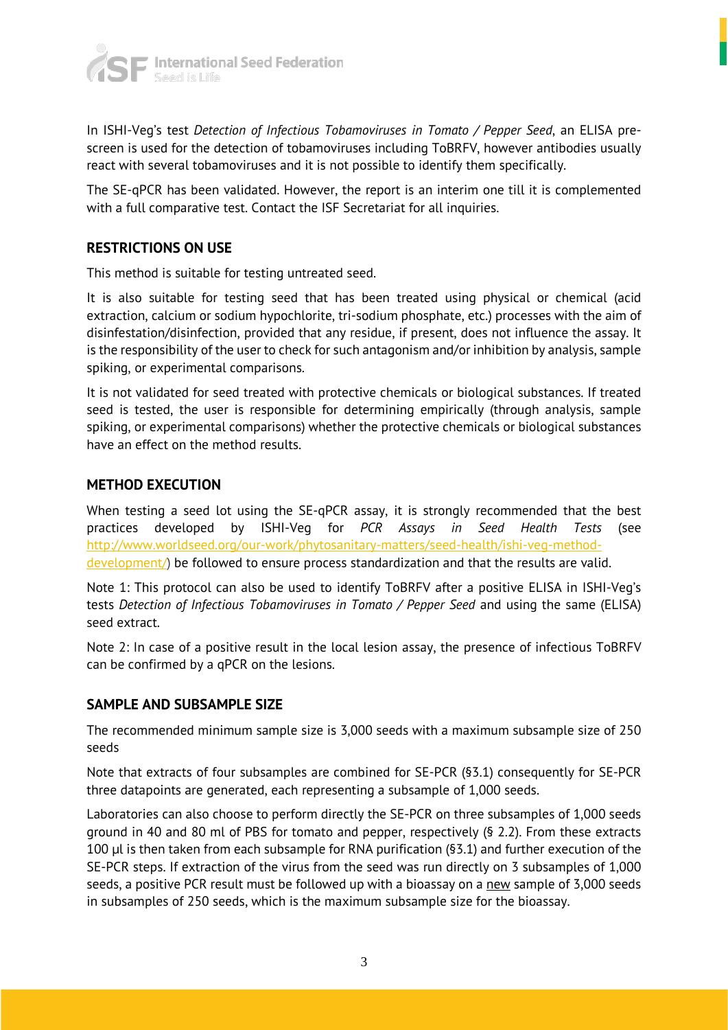In ISHI-Veg's test *Detection of Infectious Tobamoviruses in Tomato / Pepper Seed*, an ELISA pre-screen is used for the detection of tobamoviruses including ToBRFV, however antibodies usually react with several tobamoviruses and it is not possible to identify them specifically.

The SE-qPCR has been validated. However, the report is an interim one till it is complemented with a full comparative test. Contact the ISF Secretariat for all inquiries.

## RESTRICTIONS ON USE

This method is suitable for testing untreated seed.

It is also suitable for testing seed that has been treated using physical or chemical (acid extraction, calcium or sodium hypochlorite, tri-sodium phosphate, etc.) processes with the aim of disinfestation/disinfection, provided that any residue, if present, does not influence the assay. It is the responsibility of the user to check for such antagonism and/or inhibition by analysis, sample spiking, or experimental comparisons.

It is not validated for seed treated with protective chemicals or biological substances. If treated seed is tested, the user is responsible for determining empirically (through analysis, sample spiking, or experimental comparisons) whether the protective chemicals or biological substances have an effect on the method results.

## METHOD EXECUTION

When testing a seed lot using the SE-qPCR assay, it is strongly recommended that the best practices developed by ISHI-Veg for *PCR Assays in Seed Health Tests* (see [http://www.worldseed.org/our-work/phytosanitary-matters/seed-health/ishi-veg-method-development/](http://www.worldseed.org/our-work/phytosanitary-matters/seed-health/ishi-veg-method-development/)) be followed to ensure process standardization and that the results are valid.

Note 1: This protocol can also be used to identify ToBRFV after a positive ELISA in ISHI-Veg's tests *Detection of Infectious Tobamoviruses in Tomato / Pepper Seed* and using the same (ELISA) seed extract.

Note 2: In case of a positive result in the local lesion assay, the presence of infectious ToBRFV can be confirmed by a qPCR on the lesions.

## SAMPLE AND SUBSAMPLE SIZE

The recommended minimum sample size is 3,000 seeds with a maximum subsample size of 250 seeds

Note that extracts of four subsamples are combined for SE-PCR (§3.1) consequently for SE-PCR three datapoints are generated, each representing a subsample of 1,000 seeds.

Laboratories can also choose to perform directly the SE-PCR on three subsamples of 1,000 seeds ground in 40 and 80 ml of PBS for tomato and pepper, respectively (§ 2.2). From these extracts 100 µl is then taken from each subsample for RNA purification (§3.1) and further execution of the SE-PCR steps. If extraction of the virus from the seed was run directly on 3 subsamples of 1,000 seeds, a positive PCR result must be followed up with a bioassay on a new sample of 3,000 seeds in subsamples of 250 seeds, which is the maximum subsample size for the bioassay.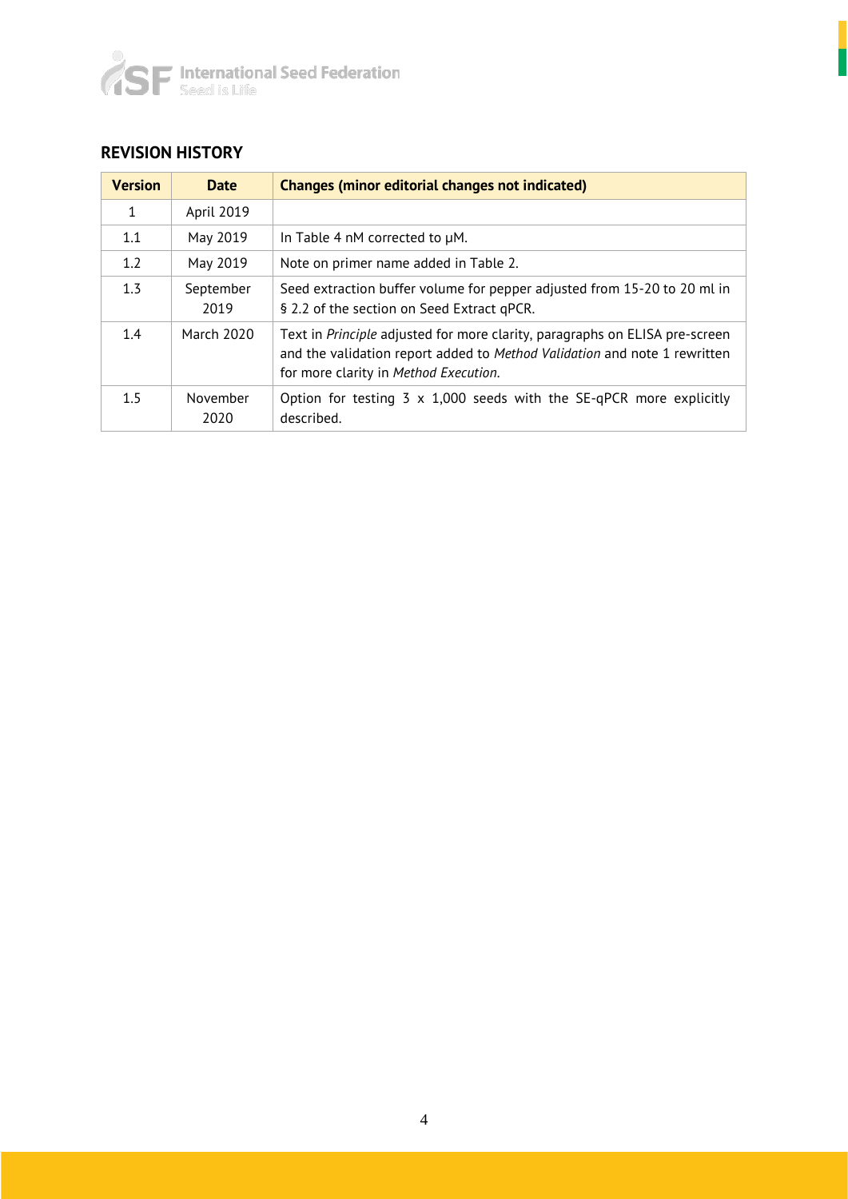## REVISION HISTORY

| Version | Date | Changes (minor editorial changes not indicated) |
|---|---|---|
| 1 | April 2019 | |
| 1.1 | May 2019 | In Table 4 nM corrected to µM. |
| 1.2 | May 2019 | Note on primer name added in Table 2. |
| 1.3 | September 2019 | Seed extraction buffer volume for pepper adjusted from 15-20 to 20 ml in § 2.2 of the section on Seed Extract qPCR. |
| 1.4 | March 2020 | Text in *Principle* adjusted for more clarity, paragraphs on ELISA pre-screen and the validation report added to *Method Validation* and note 1 rewritten for more clarity in *Method Execution*. |
| 1.5 | November 2020 | Option for testing 3 x 1,000 seeds with the SE-qPCR more explicitly described. |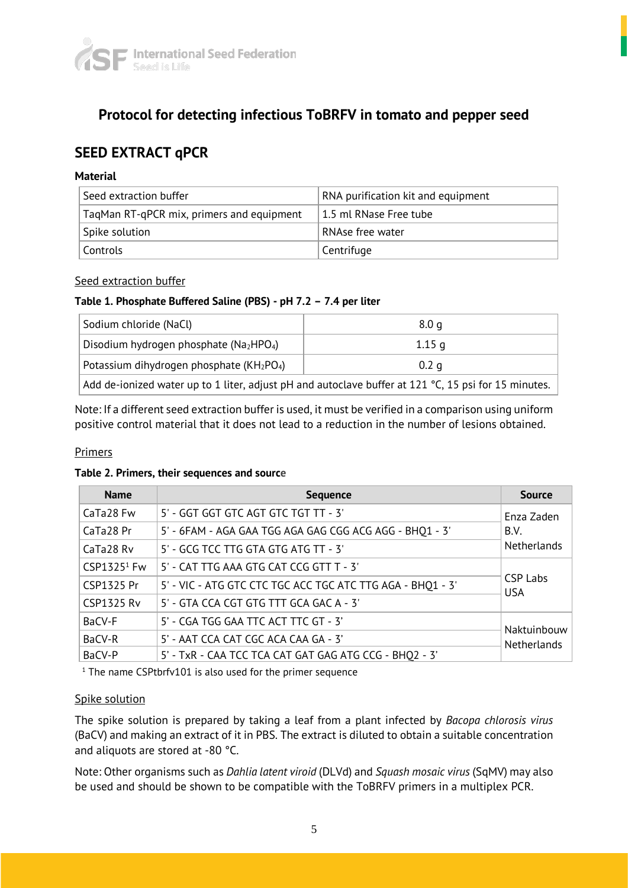## Protocol for detecting infectious ToBRFV in tomato and pepper seed

## SEED EXTRACT qPCR

**Material**

| | |
|---|---|
| Seed extraction buffer | RNA purification kit and equipment |
| TaqMan RT-qPCR mix, primers and equipment | 1.5 ml RNase Free tube |
| Spike solution | RNAse free water |
| Controls | Centrifuge |

Seed extraction buffer

**Table 1. Phosphate Buffered Saline (PBS) - pH 7.2 – 7.4 per liter**

| | |
|---|---|
| Sodium chloride (NaCl) | 8.0 g |
| Disodium hydrogen phosphate ($Na_2HPO_4$) | 1.15 g |
| Potassium dihydrogen phosphate ($KH_2PO_4$) | 0.2 g |
| Add de-ionized water up to 1 liter, adjust pH and autoclave buffer at 121 °C, 15 psi for 15 minutes. | |

Note: If a different seed extraction buffer is used, it must be verified in a comparison using uniform positive control material that it does not lead to a reduction in the number of lesions obtained.

Primers

**Table 2. Primers, their sequences and source**

| Name | Sequence | Source |
|---|---|---|
| CaTa28 Fw | 5' - GGT GGT GTC AGT GTC TGT TT - 3' | Enza Zaden B.V. Netherlands |
| CaTa28 Pr | 5' - 6FAM - AGA GAA TGG AGA GAG CGG ACG AGG - BHQ1 - 3' | |
| CaTa28 Rv | 5' - GCG TCC TTG GTA GTG ATG TT - 3' | |
| CSP1325[1] Fw | 5' - CAT TTG AAA GTG CAT CCG GTT T - 3' | CSP Labs USA |
| CSP1325 Pr | 5' - VIC - ATG GTC CTC TGC ACC TGC ATC TTG AGA - BHQ1 - 3' | |
| CSP1325 Rv | 5' - GTA CCA CGT GTG TTT GCA GAC A - 3' | |
| BaCV-F | 5' - CGA TGG GAA TTC ACT TTC GT - 3' | Naktuinbouw Netherlands |
| BaCV-R | 5' - AAT CCA CAT CGC ACA CAA GA - 3' | |
| BaCV-P | 5' - TxR - CAA TCC TCA CAT GAT GAG ATG CCG - BHQ2 - 3' | |

[1] The name CSPtbrfv101 is also used for the primer sequence

Spike solution

The spike solution is prepared by taking a leaf from a plant infected by *Bacopa chlorosis virus* (BaCV) and making an extract of it in PBS. The extract is diluted to obtain a suitable concentration and aliquots are stored at -80 °C.

Note: Other organisms such as *Dahlia latent viroid* (DLVd) and *Squash mosaic virus* (SqMV) may also be used and should be shown to be compatible with the ToBRFV primers in a multiplex PCR.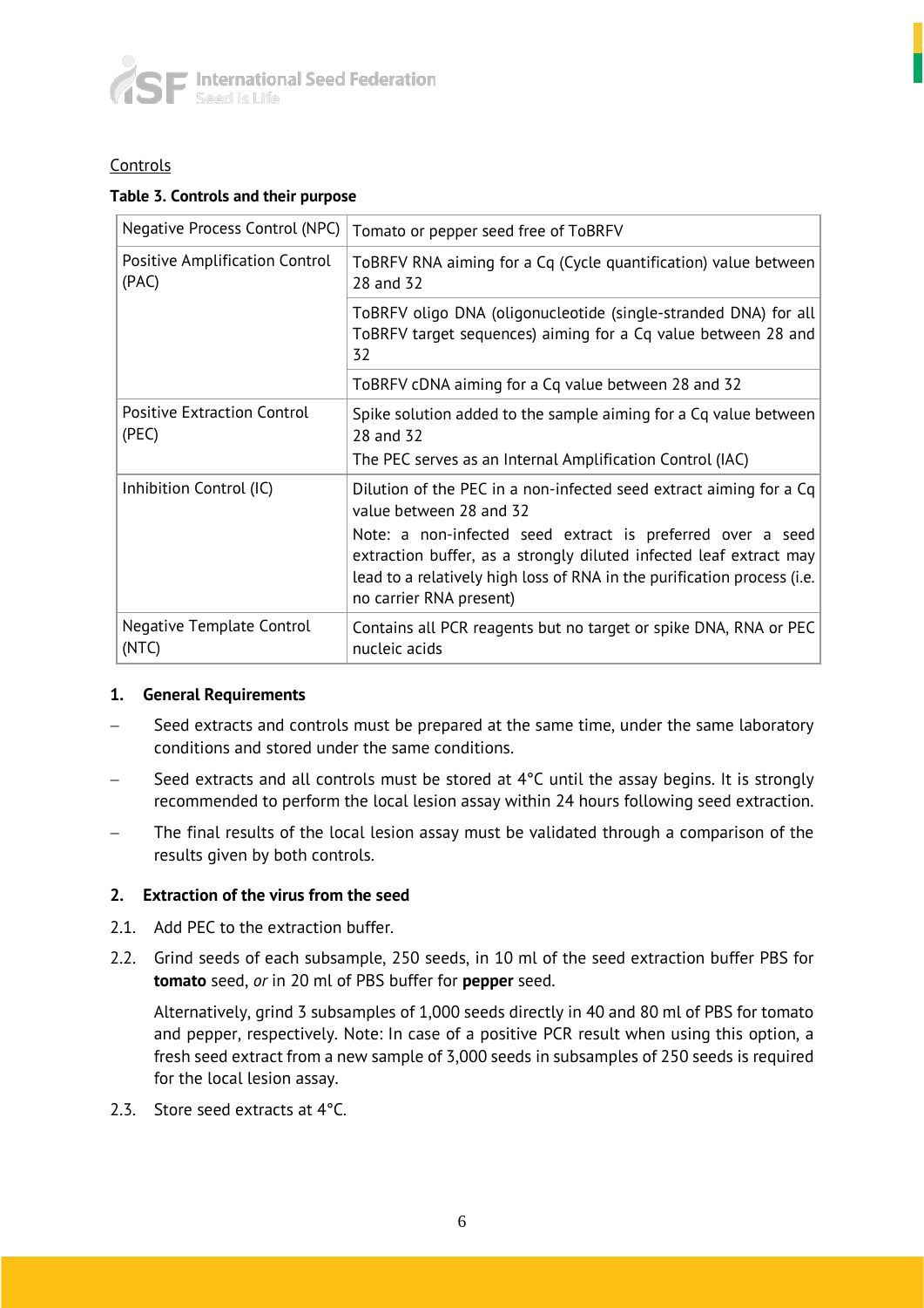Controls

**Table 3. Controls and their purpose**

| | |
|---|---|
| Negative Process Control (NPC) | Tomato or pepper seed free of ToBRFV |
| Positive Amplification Control (PAC) | ToBRFV RNA aiming for a Cq (Cycle quantification) value between 28 and 32 |
| | ToBRFV oligo DNA (oligonucleotide (single-stranded DNA) for all ToBRFV target sequences) aiming for a Cq value between 28 and 32 |
| | ToBRFV cDNA aiming for a Cq value between 28 and 32 |
| Positive Extraction Control (PEC) | Spike solution added to the sample aiming for a Cq value between 28 and 32<br>The PEC serves as an Internal Amplification Control (IAC) |
| Inhibition Control (IC) | Dilution of the PEC in a non-infected seed extract aiming for a Cq value between 28 and 32<br>Note: a non-infected seed extract is preferred over a seed extraction buffer, as a strongly diluted infected leaf extract may lead to a relatively high loss of RNA in the purification process (i.e. no carrier RNA present) |
| Negative Template Control (NTC) | Contains all PCR reagents but no target or spike DNA, RNA or PEC nucleic acids |

## 1. General Requirements

- Seed extracts and controls must be prepared at the same time, under the same laboratory conditions and stored under the same conditions.
- Seed extracts and all controls must be stored at 4°C until the assay begins. It is strongly recommended to perform the local lesion assay within 24 hours following seed extraction.
- The final results of the local lesion assay must be validated through a comparison of the results given by both controls.

## 2. Extraction of the virus from the seed

2.1. Add PEC to the extraction buffer.

2.2. Grind seeds of each subsample, 250 seeds, in 10 ml of the seed extraction buffer PBS for **tomato** seed, *or* in 20 ml of PBS buffer for **pepper** seed.

Alternatively, grind 3 subsamples of 1,000 seeds directly in 40 and 80 ml of PBS for tomato and pepper, respectively. Note: In case of a positive PCR result when using this option, a fresh seed extract from a new sample of 3,000 seeds in subsamples of 250 seeds is required for the local lesion assay.

2.3. Store seed extracts at 4°C.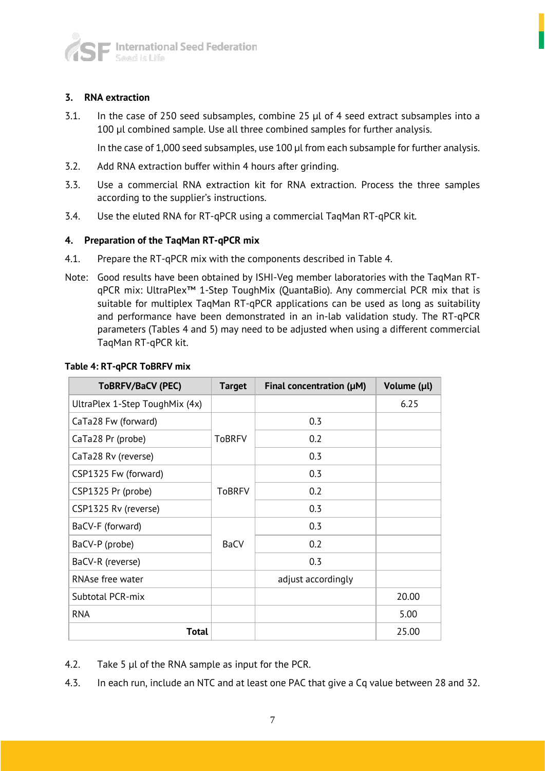## 3. RNA extraction

3.1. In the case of 250 seed subsamples, combine 25 µl of 4 seed extract subsamples into a 100 µl combined sample. Use all three combined samples for further analysis.

In the case of 1,000 seed subsamples, use 100 µl from each subsample for further analysis.

3.2. Add RNA extraction buffer within 4 hours after grinding.

3.3. Use a commercial RNA extraction kit for RNA extraction. Process the three samples according to the supplier's instructions.

3.4. Use the eluted RNA for RT-qPCR using a commercial TaqMan RT-qPCR kit.

## 4. Preparation of the TaqMan RT-qPCR mix

4.1. Prepare the RT-qPCR mix with the components described in Table 4.

Note: Good results have been obtained by ISHI-Veg member laboratories with the TaqMan RT-qPCR mix: UltraPlex™ 1-Step ToughMix (QuantaBio). Any commercial PCR mix that is suitable for multiplex TaqMan RT-qPCR applications can be used as long as suitability and performance have been demonstrated in an in-lab validation study. The RT-qPCR parameters (Tables 4 and 5) may need to be adjusted when using a different commercial TaqMan RT-qPCR kit.

**Table 4: RT-qPCR ToBRFV mix**

| ToBRFV/BaCV (PEC) | Target | Final concentration (µM) | Volume (µl) |
|---|---|---|---|
| UltraPlex 1-Step ToughMix (4x) | | | 6.25 |
| CaTa28 Fw (forward) | ToBRFV | 0.3 | |
| CaTa28 Pr (probe) | | 0.2 | |
| CaTa28 Rv (reverse) | | 0.3 | |
| CSP1325 Fw (forward) | ToBRFV | 0.3 | |
| CSP1325 Pr (probe) | | 0.2 | |
| CSP1325 Rv (reverse) | | 0.3 | |
| BaCV-F (forward) | BaCV | 0.3 | |
| BaCV-P (probe) | | 0.2 | |
| BaCV-R (reverse) | | 0.3 | |
| RNAse free water | | adjust accordingly | |
| Subtotal PCR-mix | | | 20.00 |
| RNA | | | 5.00 |
| **Total** | | | 25.00 |

4.2. Take 5 µl of the RNA sample as input for the PCR.

4.3. In each run, include an NTC and at least one PAC that give a Cq value between 28 and 32.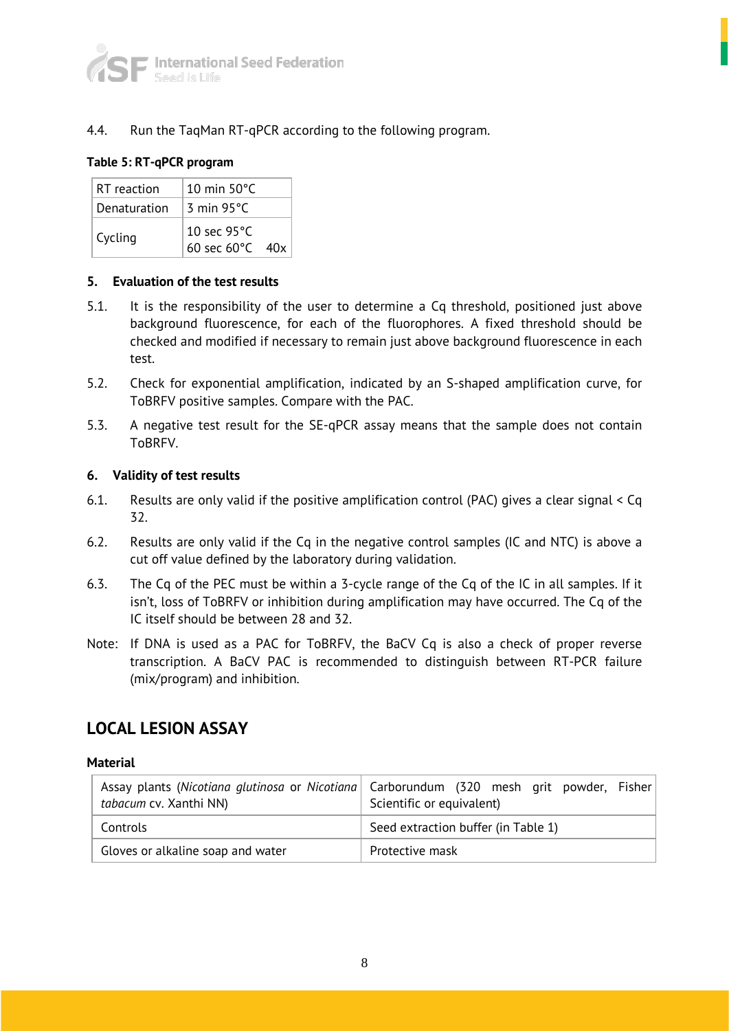4.4. Run the TaqMan RT-qPCR according to the following program.

**Table 5: RT-qPCR program**

| | | |
|---|---|---|
| RT reaction | 10 min 50°C | |
| Denaturation | 3 min 95°C | |
| Cycling | 10 sec 95°C<br>60 sec 60°C | 40x |

### 5. Evaluation of the test results

5.1. It is the responsibility of the user to determine a Cq threshold, positioned just above background fluorescence, for each of the fluorophores. A fixed threshold should be checked and modified if necessary to remain just above background fluorescence in each test.

5.2. Check for exponential amplification, indicated by an S-shaped amplification curve, for ToBRFV positive samples. Compare with the PAC.

5.3. A negative test result for the SE-qPCR assay means that the sample does not contain ToBRFV.

### 6. Validity of test results

6.1. Results are only valid if the positive amplification control (PAC) gives a clear signal < Cq 32.

6.2. Results are only valid if the Cq in the negative control samples (IC and NTC) is above a cut off value defined by the laboratory during validation.

6.3. The Cq of the PEC must be within a 3-cycle range of the Cq of the IC in all samples. If it isn't, loss of ToBRFV or inhibition during amplification may have occurred. The Cq of the IC itself should be between 28 and 32.

Note: If DNA is used as a PAC for ToBRFV, the BaCV Cq is also a check of proper reverse transcription. A BaCV PAC is recommended to distinguish between RT-PCR failure (mix/program) and inhibition.

## LOCAL LESION ASSAY

**Material**

| | |
|---|---|
| Assay plants (*Nicotiana glutinosa* or *Nicotiana tabacum* cv. Xanthi NN) | Carborundum (320 mesh grit powder, Fisher Scientific or equivalent) |
| Controls | Seed extraction buffer (in Table 1) |
| Gloves or alkaline soap and water | Protective mask |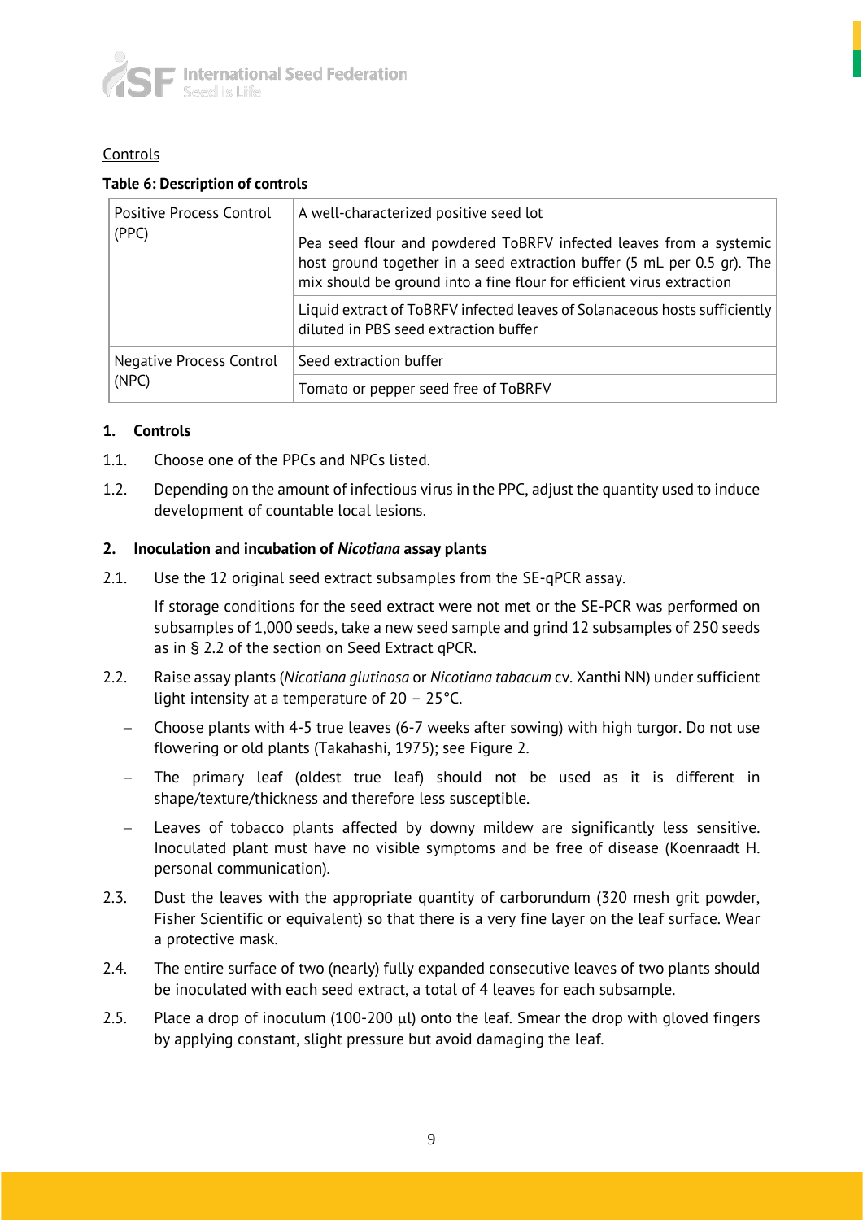Controls

**Table 6: Description of controls**

| | |
|---|---|
| Positive Process Control (PPC) | A well-characterized positive seed lot |
| | Pea seed flour and powdered ToBRFV infected leaves from a systemic host ground together in a seed extraction buffer (5 mL per 0.5 gr). The mix should be ground into a fine flour for efficient virus extraction |
| | Liquid extract of ToBRFV infected leaves of Solanaceous hosts sufficiently diluted in PBS seed extraction buffer |
| Negative Process Control (NPC) | Seed extraction buffer |
| | Tomato or pepper seed free of ToBRFV |

**1. Controls**

1.1. Choose one of the PPCs and NPCs listed.

1.2. Depending on the amount of infectious virus in the PPC, adjust the quantity used to induce development of countable local lesions.

**2. Inoculation and incubation of *Nicotiana* assay plants**

2.1. Use the 12 original seed extract subsamples from the SE-qPCR assay.

If storage conditions for the seed extract were not met or the SE-PCR was performed on subsamples of 1,000 seeds, take a new seed sample and grind 12 subsamples of 250 seeds as in § 2.2 of the section on Seed Extract qPCR.

2.2. Raise assay plants (*Nicotiana glutinosa* or *Nicotiana tabacum* cv. Xanthi NN) under sufficient light intensity at a temperature of 20 – 25°C.

- Choose plants with 4-5 true leaves (6-7 weeks after sowing) with high turgor. Do not use flowering or old plants (Takahashi, 1975); see Figure 2.
- The primary leaf (oldest true leaf) should not be used as it is different in shape/texture/thickness and therefore less susceptible.
- Leaves of tobacco plants affected by downy mildew are significantly less sensitive. Inoculated plant must have no visible symptoms and be free of disease (Koenraadt H. personal communication).

2.3. Dust the leaves with the appropriate quantity of carborundum (320 mesh grit powder, Fisher Scientific or equivalent) so that there is a very fine layer on the leaf surface. Wear a protective mask.

2.4. The entire surface of two (nearly) fully expanded consecutive leaves of two plants should be inoculated with each seed extract, a total of 4 leaves for each subsample.

2.5. Place a drop of inoculum (100-200 µl) onto the leaf. Smear the drop with gloved fingers by applying constant, slight pressure but avoid damaging the leaf.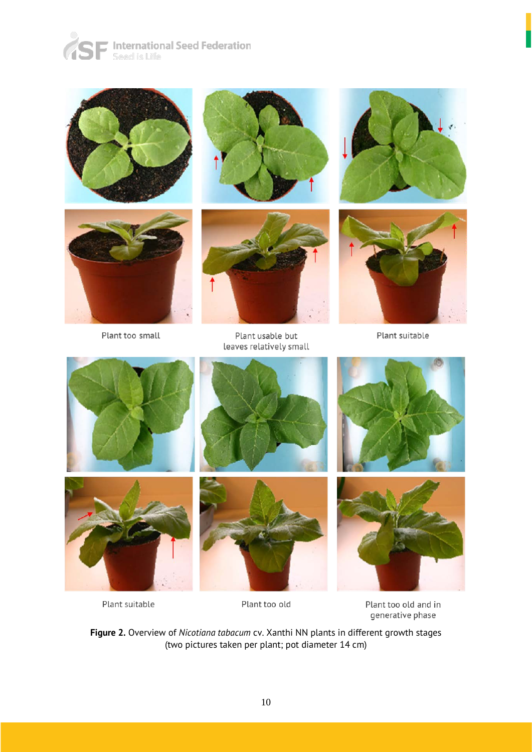Plant too small

Plant usable but leaves relatively small

Plant suitable

Plant suitable

Plant too old

Plant too old and in generative phase

**Figure 2.** Overview of *Nicotiana tabacum* cv. Xanthi NN plants in different growth stages (two pictures taken per plant; pot diameter 14 cm)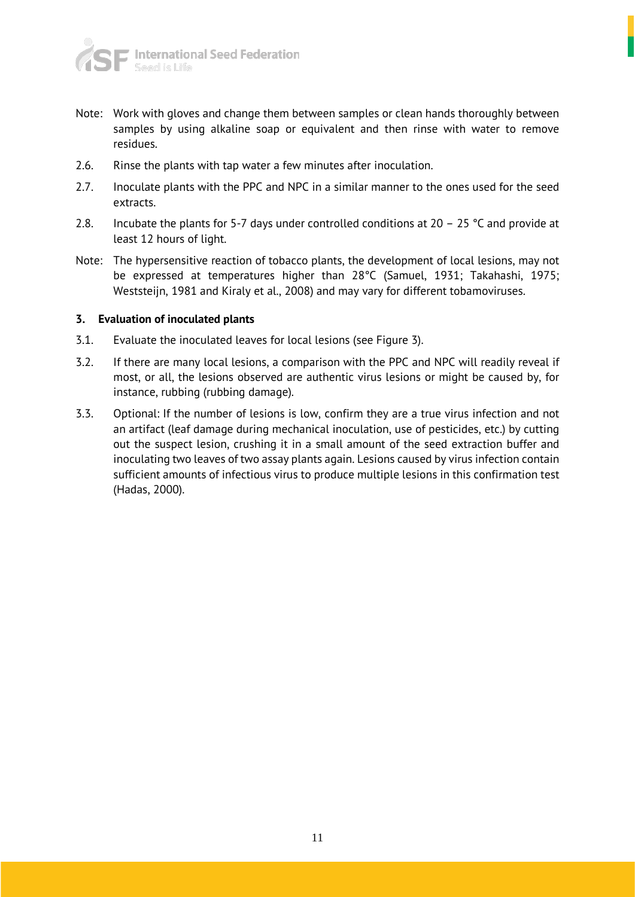Note: Work with gloves and change them between samples or clean hands thoroughly between samples by using alkaline soap or equivalent and then rinse with water to remove residues.

2.6. Rinse the plants with tap water a few minutes after inoculation.

2.7. Inoculate plants with the PPC and NPC in a similar manner to the ones used for the seed extracts.

2.8. Incubate the plants for 5-7 days under controlled conditions at 20 – 25 °C and provide at least 12 hours of light.

Note: The hypersensitive reaction of tobacco plants, the development of local lesions, may not be expressed at temperatures higher than 28°C (Samuel, 1931; Takahashi, 1975; Weststeijn, 1981 and Kiraly et al., 2008) and may vary for different tobamoviruses.

### 3. Evaluation of inoculated plants

3.1. Evaluate the inoculated leaves for local lesions (see Figure 3).

3.2. If there are many local lesions, a comparison with the PPC and NPC will readily reveal if most, or all, the lesions observed are authentic virus lesions or might be caused by, for instance, rubbing (rubbing damage).

3.3. Optional: If the number of lesions is low, confirm they are a true virus infection and not an artifact (leaf damage during mechanical inoculation, use of pesticides, etc.) by cutting out the suspect lesion, crushing it in a small amount of the seed extraction buffer and inoculating two leaves of two assay plants again. Lesions caused by virus infection contain sufficient amounts of infectious virus to produce multiple lesions in this confirmation test (Hadas, 2000).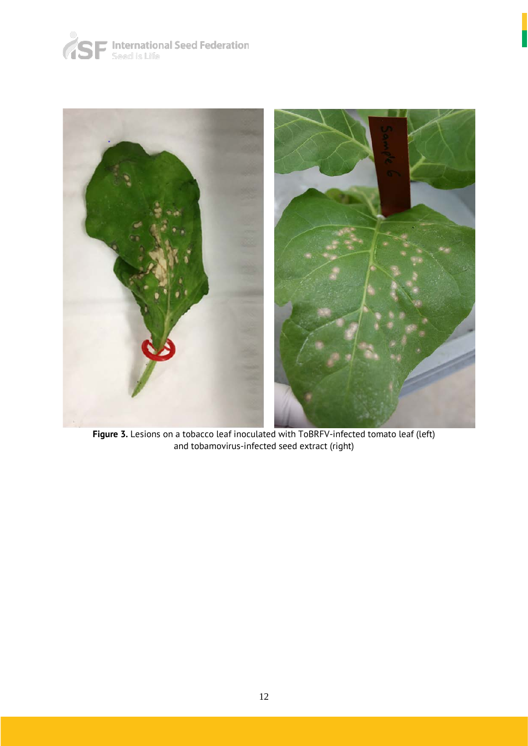**Figure 3.** Lesions on a tobacco leaf inoculated with ToBRFV-infected tomato leaf (left) and tobamovirus-infected seed extract (right)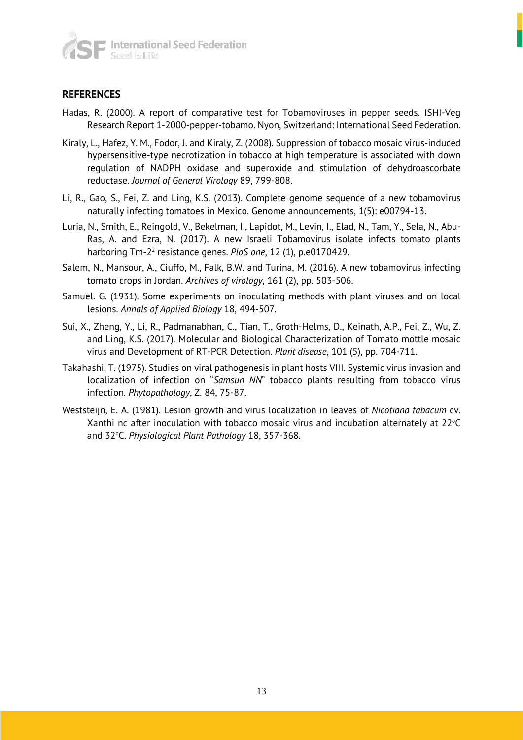## REFERENCES

Hadas, R. (2000). A report of comparative test for Tobamoviruses in pepper seeds. ISHI-Veg Research Report 1-2000-pepper-tobamo. Nyon, Switzerland: International Seed Federation.

Kiraly, L., Hafez, Y. M., Fodor, J. and Kiraly, Z. (2008). Suppression of tobacco mosaic virus-induced hypersensitive-type necrotization in tobacco at high temperature is associated with down regulation of NADPH oxidase and superoxide and stimulation of dehydroascorbate reductase. *Journal of General Virology* 89, 799-808.

Li, R., Gao, S., Fei, Z. and Ling, K.S. (2013). Complete genome sequence of a new tobamovirus naturally infecting tomatoes in Mexico. Genome announcements, 1(5): e00794-13.

Luria, N., Smith, E., Reingold, V., Bekelman, I., Lapidot, M., Levin, I., Elad, N., Tam, Y., Sela, N., Abu-Ras, A. and Ezra, N. (2017). A new Israeli Tobamovirus isolate infects tomato plants harboring Tm-$2^2$ resistance genes. *PloS one*, 12 (1), p.e0170429.

Salem, N., Mansour, A., Ciuffo, M., Falk, B.W. and Turina, M. (2016). A new tobamovirus infecting tomato crops in Jordan. *Archives of virology*, 161 (2), pp. 503-506.

Samuel. G. (1931). Some experiments on inoculating methods with plant viruses and on local lesions. *Annals of Applied Biology* 18, 494-507.

Sui, X., Zheng, Y., Li, R., Padmanabhan, C., Tian, T., Groth-Helms, D., Keinath, A.P., Fei, Z., Wu, Z. and Ling, K.S. (2017). Molecular and Biological Characterization of Tomato mottle mosaic virus and Development of RT-PCR Detection. *Plant disease*, 101 (5), pp. 704-711.

Takahashi, T. (1975). Studies on viral pathogenesis in plant hosts VIII. Systemic virus invasion and localization of infection on "*Samsun NN*" tobacco plants resulting from tobacco virus infection. *Phytopathology*, Z. 84, 75-87.

Weststeijn, E. A. (1981). Lesion growth and virus localization in leaves of *Nicotiana tabacum* cv. Xanthi nc after inoculation with tobacco mosaic virus and incubation alternately at 22°C and 32°C. *Physiological Plant Pathology* 18, 357-368.